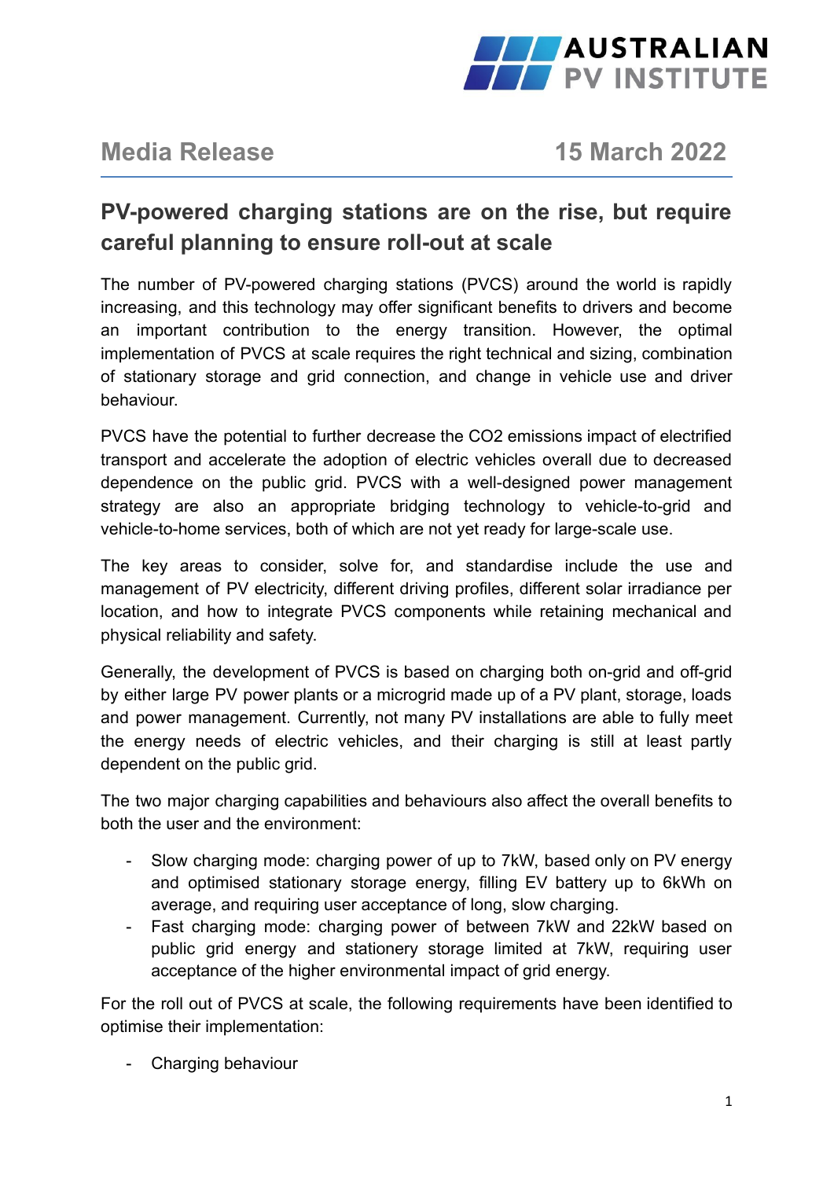# Media Release

15 March 2022

## PV-powered charging stations are on the rise, but require careful planning to ensure roll-out at scale

The number of PV-powered charging stations (PVCS) around the world is rapidly increasing, and this technology may offer significant benefits to drivers and become an important contribution to the energy transition. However, the optimal implementation of PVCS at scale requires the right technical and sizing, combination of stationary storage and grid connection, and change in vehicle use and driver behaviour.

PVCS have the potential to further decrease the $CO_2$ emissions impact of electrified transport and accelerate the adoption of electric vehicles overall due to decreased dependence on the public grid. PVCS with a well-designed power management strategy are also an appropriate bridging technology to vehicle-to-grid and vehicle-to-home services, both of which are not yet ready for large-scale use.

The key areas to consider, solve for, and standardise include the use and management of PV electricity, different driving profiles, different solar irradiance per location, and how to integrate PVCS components while retaining mechanical and physical reliability and safety.

Generally, the development of PVCS is based on charging both on-grid and off-grid by either large PV power plants or a microgrid made up of a PV plant, storage, loads and power management. Currently, not many PV installations are able to fully meet the energy needs of electric vehicles, and their charging is still at least partly dependent on the public grid.

The two major charging capabilities and behaviours also affect the overall benefits to both the user and the environment:

- Slow charging mode: charging power of up to 7kW, based only on PV energy and optimised stationary storage energy, filling EV battery up to 6kWh on average, and requiring user acceptance of long, slow charging.
- Fast charging mode: charging power of between 7kW and 22kW based on public grid energy and stationery storage limited at 7kW, requiring user acceptance of the higher environmental impact of grid energy.

For the roll out of PVCS at scale, the following requirements have been identified to optimise their implementation:

- Charging behaviour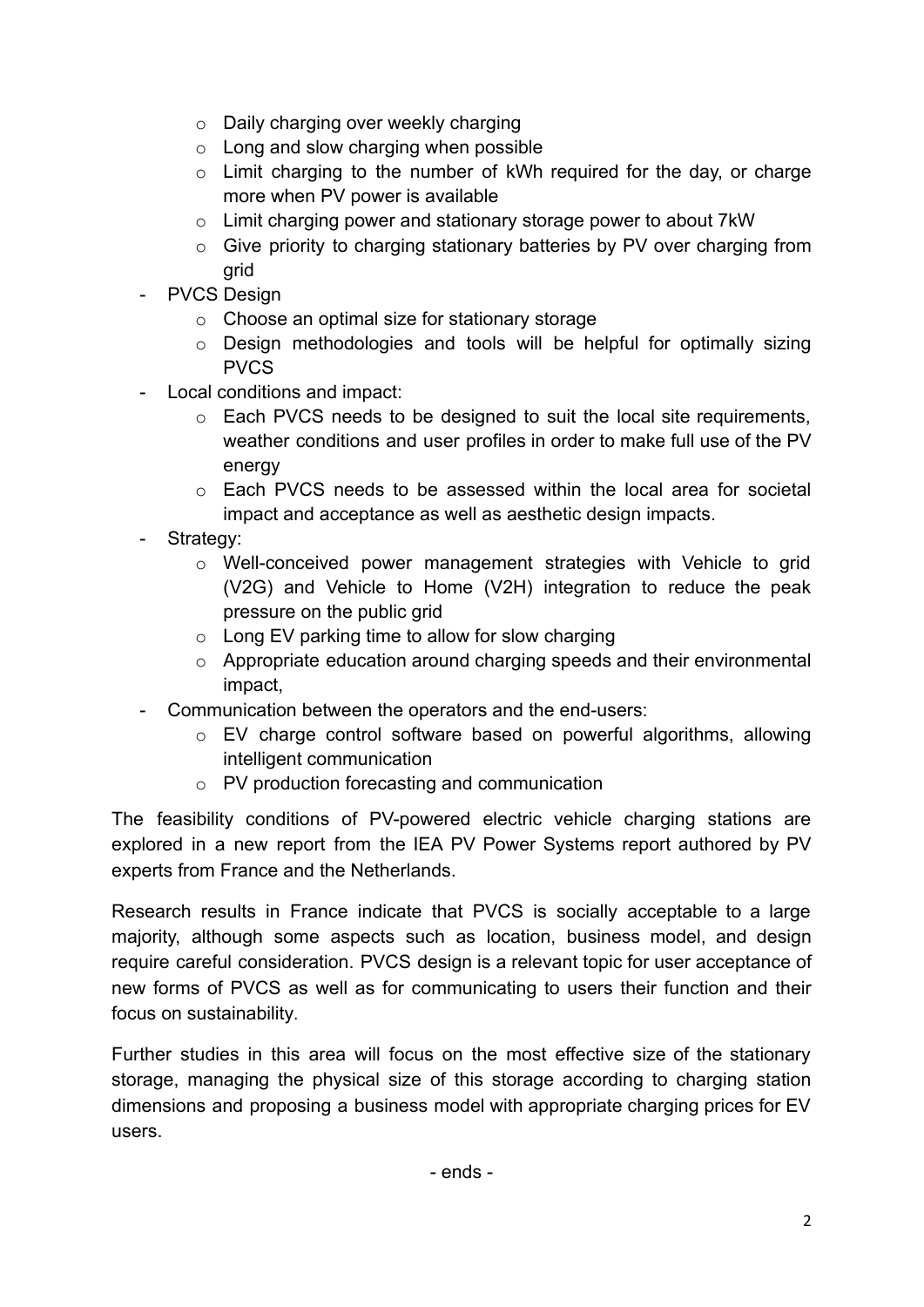- Daily charging over weekly charging
    - Long and slow charging when possible
    - Limit charging to the number of kWh required for the day, or charge more when PV power is available
    - Limit charging power and stationary storage power to about 7kW
    - Give priority to charging stationary batteries by PV over charging from grid
- PVCS Design
    - Choose an optimal size for stationary storage
    - Design methodologies and tools will be helpful for optimally sizing PVCS
- Local conditions and impact:
    - Each PVCS needs to be designed to suit the local site requirements, weather conditions and user profiles in order to make full use of the PV energy
    - Each PVCS needs to be assessed within the local area for societal impact and acceptance as well as aesthetic design impacts.
- Strategy:
    - Well-conceived power management strategies with Vehicle to grid (V2G) and Vehicle to Home (V2H) integration to reduce the peak pressure on the public grid
    - Long EV parking time to allow for slow charging
    - Appropriate education around charging speeds and their environmental impact,
- Communication between the operators and the end-users:
    - EV charge control software based on powerful algorithms, allowing intelligent communication
    - PV production forecasting and communication

The feasibility conditions of PV-powered electric vehicle charging stations are explored in a new report from the IEA PV Power Systems report authored by PV experts from France and the Netherlands.

Research results in France indicate that PVCS is socially acceptable to a large majority, although some aspects such as location, business model, and design require careful consideration. PVCS design is a relevant topic for user acceptance of new forms of PVCS as well as for communicating to users their function and their focus on sustainability.

Further studies in this area will focus on the most effective size of the stationary storage, managing the physical size of this storage according to charging station dimensions and proposing a business model with appropriate charging prices for EV users.

- ends -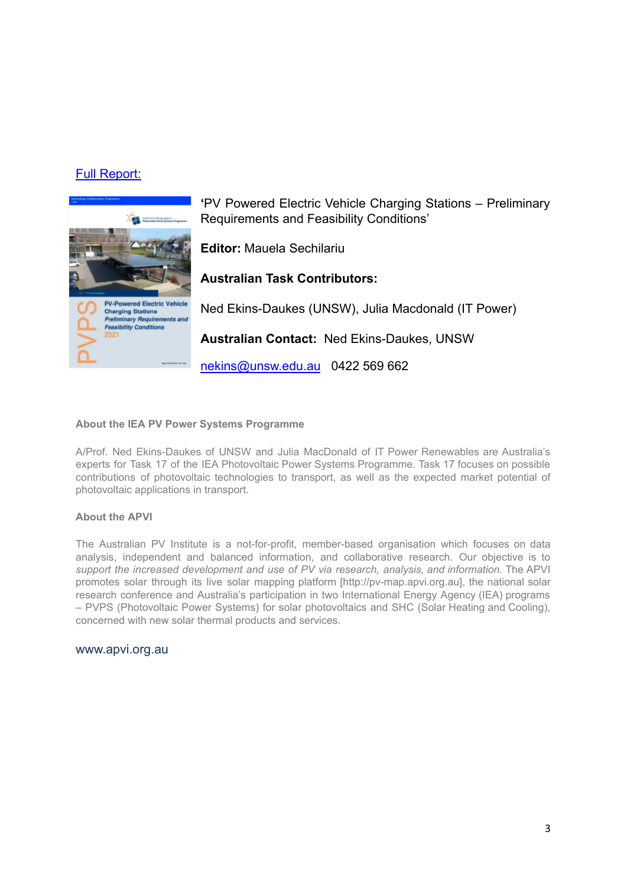[Full Report:]

**'**PV Powered Electric Vehicle Charging Stations – Preliminary Requirements and Feasibility Conditions'

**Editor:** Mauela Sechilariu

**Australian Task Contributors:**

Ned Ekins-Daukes (UNSW), Julia Macdonald (IT Power)

**Australian Contact:** Ned Ekins-Daukes, UNSW

nekins@unsw.edu.au 0422 569 662

**About the IEA PV Power Systems Programme**

A/Prof. Ned Ekins-Daukes of UNSW and Julia MacDonald of IT Power Renewables are Australia's experts for Task 17 of the IEA Photovoltaic Power Systems Programme. Task 17 focuses on possible contributions of photovoltaic technologies to transport, as well as the expected market potential of photovoltaic applications in transport.

**About the APVI**

The Australian PV Institute is a not-for-profit, member-based organisation which focuses on data analysis, independent and balanced information, and collaborative research. Our objective is to *support the increased development and use of PV via research, analysis, and information.* The APVI promotes solar through its live solar mapping platform [http://pv-map.apvi.org.au], the national solar research conference and Australia's participation in two International Energy Agency (IEA) programs – PVPS (Photovoltaic Power Systems) for solar photovoltaics and SHC (Solar Heating and Cooling), concerned with new solar thermal products and services.

www.apvi.org.au